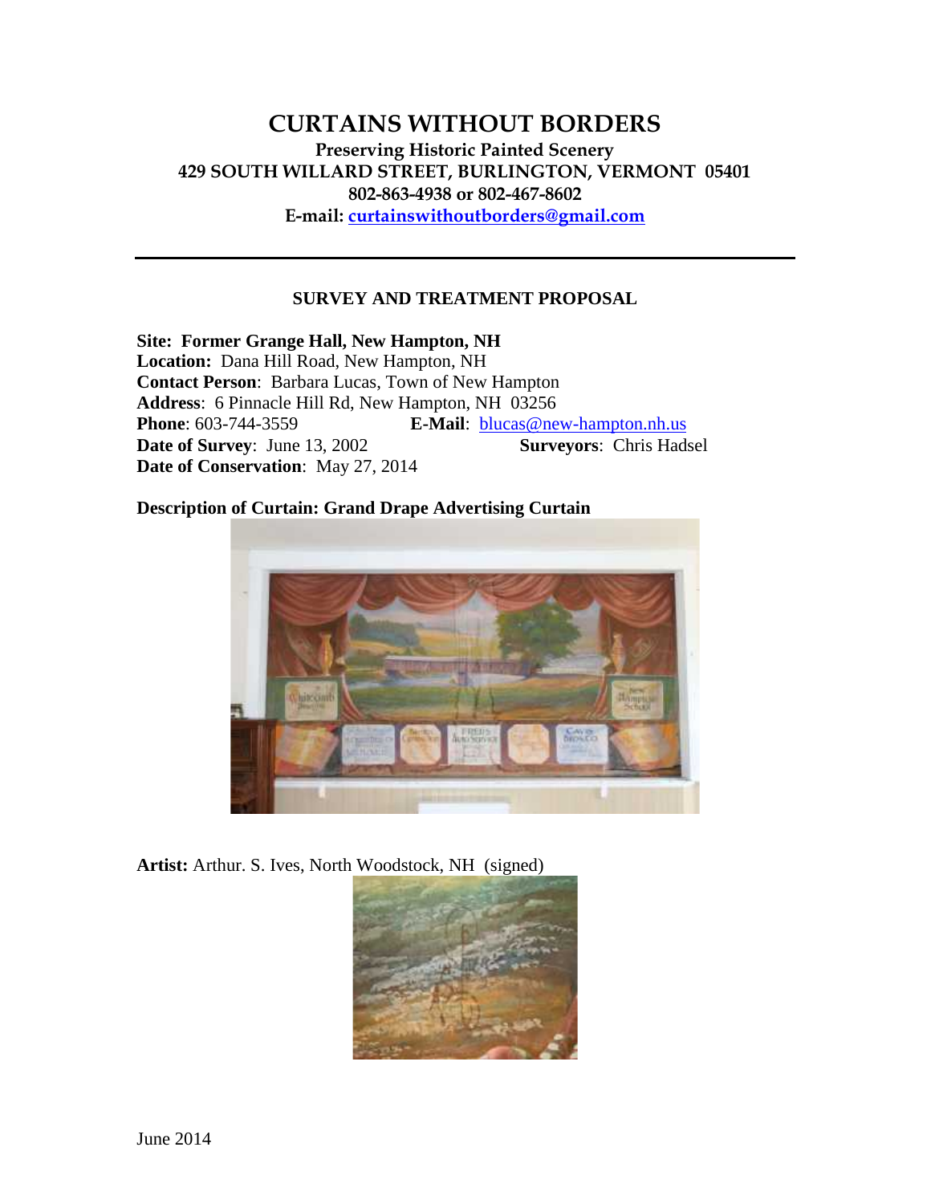# CURTAINS WITHOUT BORDERS

**Preserving Historic Painted Scenery**
**429 SOUTH WILLARD STREET, BURLINGTON, VERMONT 05401**
**802-863-4938 or 802-467-8602**
**E-mail: curtainswithoutborders@gmail.com**

---

## SURVEY AND TREATMENT PROPOSAL

**Site: Former Grange Hall, New Hampton, NH**
**Location:** Dana Hill Road, New Hampton, NH
**Contact Person**: Barbara Lucas, Town of New Hampton
**Address**: 6 Pinnacle Hill Rd, New Hampton, NH 03256
**Phone**: 603-744-3559 **E-Mail**: blucas@new-hampton.nh.us
**Date of Survey**: June 13, 2002 **Surveyors**: Chris Hadsel
**Date of Conservation**: May 27, 2014

**Description of Curtain: Grand Drape Advertising Curtain**

**Artist:** Arthur. S. Ives, North Woodstock, NH (signed)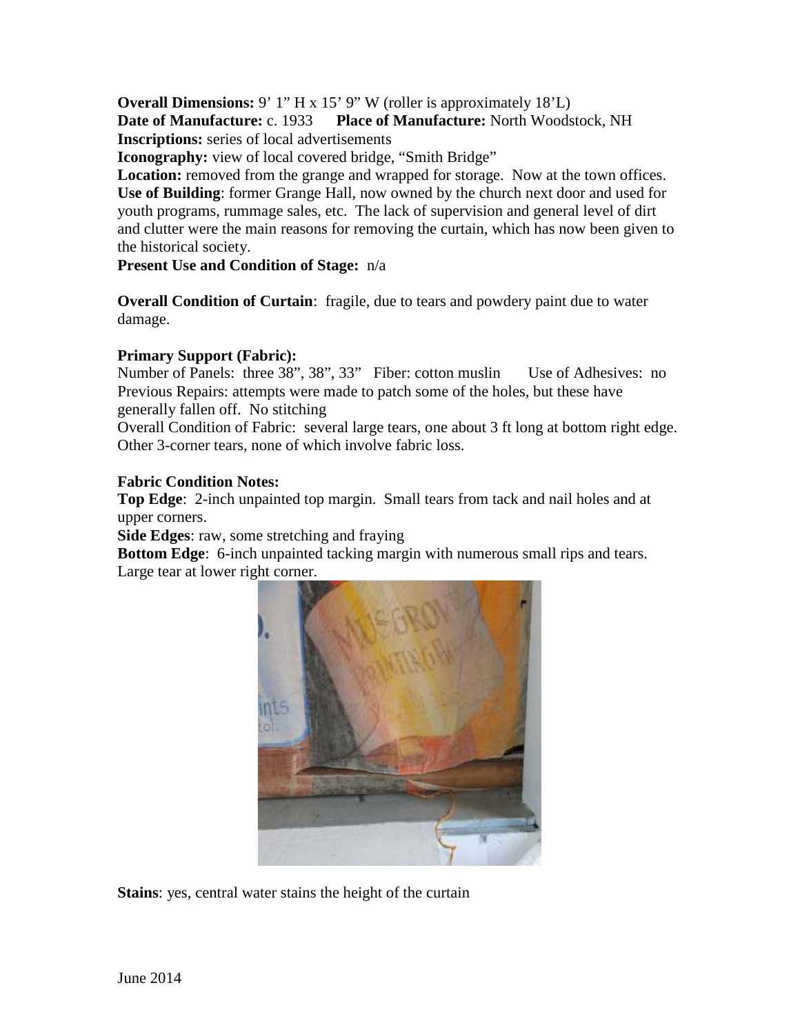**Overall Dimensions:** 9' 1" H x 15' 9" W (roller is approximately 18'L)

**Date of Manufacture:** c. 1933  **Place of Manufacture:** North Woodstock, NH

**Inscriptions:** series of local advertisements

**Iconography:** view of local covered bridge, "Smith Bridge"

**Location:** removed from the grange and wrapped for storage. Now at the town offices.

**Use of Building**: former Grange Hall, now owned by the church next door and used for youth programs, rummage sales, etc. The lack of supervision and general level of dirt and clutter were the main reasons for removing the curtain, which has now been given to the historical society.

**Present Use and Condition of Stage:** n/a

**Overall Condition of Curtain**: fragile, due to tears and powdery paint due to water damage.

**Primary Support (Fabric):**

Number of Panels: three 38", 38", 33"  Fiber: cotton muslin  Use of Adhesives: no

Previous Repairs: attempts were made to patch some of the holes, but these have generally fallen off. No stitching

Overall Condition of Fabric: several large tears, one about 3 ft long at bottom right edge. Other 3-corner tears, none of which involve fabric loss.

**Fabric Condition Notes:**

**Top Edge**: 2-inch unpainted top margin. Small tears from tack and nail holes and at upper corners.

**Side Edges**: raw, some stretching and fraying

**Bottom Edge**: 6-inch unpainted tacking margin with numerous small rips and tears. Large tear at lower right corner.

**Stains**: yes, central water stains the height of the curtain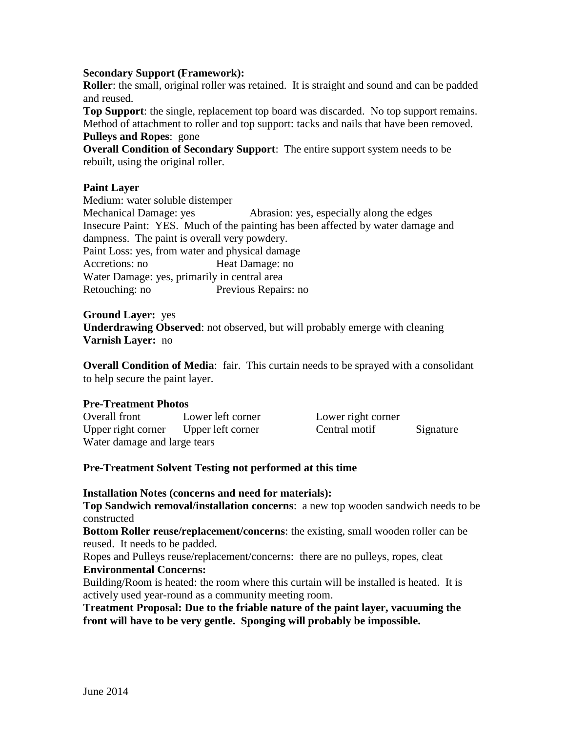**Secondary Support (Framework):**
**Roller**: the small, original roller was retained. It is straight and sound and can be padded and reused.
**Top Support**: the single, replacement top board was discarded. No top support remains.
Method of attachment to roller and top support: tacks and nails that have been removed.
**Pulleys and Ropes**: gone
**Overall Condition of Secondary Support**: The entire support system needs to be rebuilt, using the original roller.

**Paint Layer**
Medium: water soluble distemper
Mechanical Damage: yes Abrasion: yes, especially along the edges
Insecure Paint: YES. Much of the painting has been affected by water damage and dampness. The paint is overall very powdery.
Paint Loss: yes, from water and physical damage
Accretions: no Heat Damage: no
Water Damage: yes, primarily in central area
Retouching: no Previous Repairs: no

**Ground Layer:** yes
**Underdrawing Observed**: not observed, but will probably emerge with cleaning
**Varnish Layer:** no

**Overall Condition of Media**: fair. This curtain needs to be sprayed with a consolidant to help secure the paint layer.

**Pre-Treatment Photos**
Overall front Lower left corner Lower right corner
Upper right corner Upper left corner Central motif Signature
Water damage and large tears

**Pre-Treatment Solvent Testing not performed at this time**

**Installation Notes (concerns and need for materials):**
**Top Sandwich removal/installation concerns**: a new top wooden sandwich needs to be constructed
**Bottom Roller reuse/replacement/concerns**: the existing, small wooden roller can be reused. It needs to be padded.
Ropes and Pulleys reuse/replacement/concerns: there are no pulleys, ropes, cleat
**Environmental Concerns:**
Building/Room is heated: the room where this curtain will be installed is heated. It is actively used year-round as a community meeting room.
**Treatment Proposal: Due to the friable nature of the paint layer, vacuuming the front will have to be very gentle. Sponging will probably be impossible.**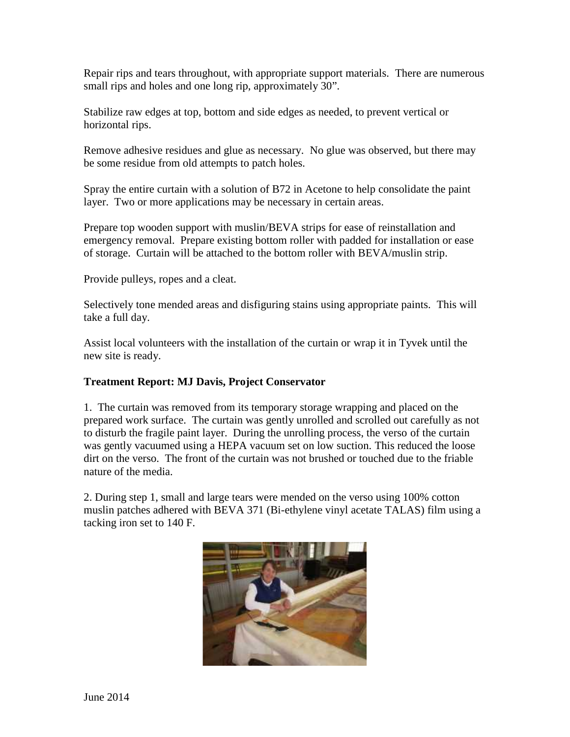Repair rips and tears throughout, with appropriate support materials. There are numerous small rips and holes and one long rip, approximately 30".

Stabilize raw edges at top, bottom and side edges as needed, to prevent vertical or horizontal rips.

Remove adhesive residues and glue as necessary. No glue was observed, but there may be some residue from old attempts to patch holes.

Spray the entire curtain with a solution of B72 in Acetone to help consolidate the paint layer. Two or more applications may be necessary in certain areas.

Prepare top wooden support with muslin/BEVA strips for ease of reinstallation and emergency removal. Prepare existing bottom roller with padded for installation or ease of storage. Curtain will be attached to the bottom roller with BEVA/muslin strip.

Provide pulleys, ropes and a cleat.

Selectively tone mended areas and disfiguring stains using appropriate paints. This will take a full day.

Assist local volunteers with the installation of the curtain or wrap it in Tyvek until the new site is ready.

**Treatment Report: MJ Davis, Project Conservator**

1. The curtain was removed from its temporary storage wrapping and placed on the prepared work surface. The curtain was gently unrolled and scrolled out carefully as not to disturb the fragile paint layer. During the unrolling process, the verso of the curtain was gently vacuumed using a HEPA vacuum set on low suction. This reduced the loose dirt on the verso. The front of the curtain was not brushed or touched due to the friable nature of the media.

2. During step 1, small and large tears were mended on the verso using 100% cotton muslin patches adhered with BEVA 371 (Bi-ethylene vinyl acetate TALAS) film using a tacking iron set to 140 F.

June 2014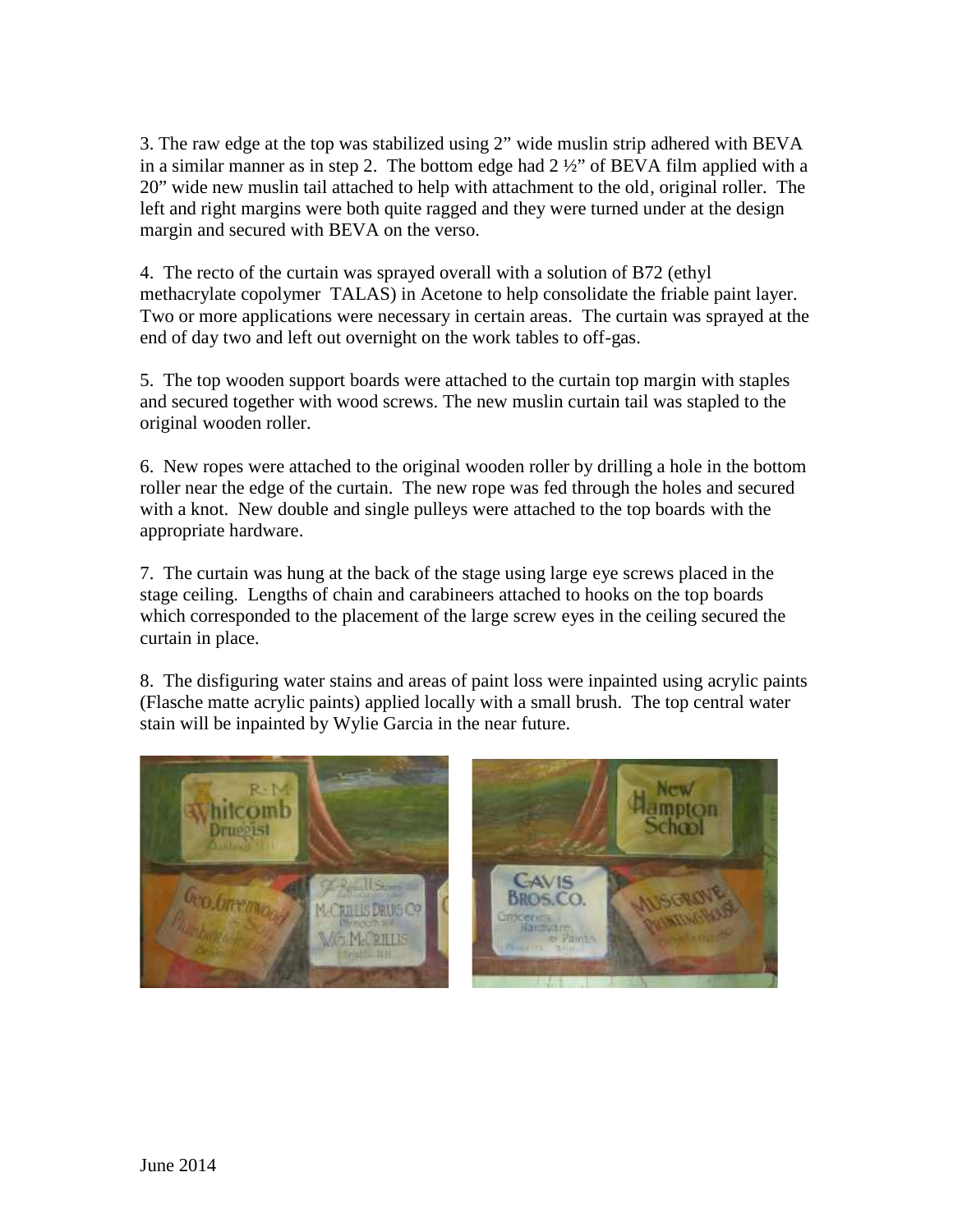3. The raw edge at the top was stabilized using 2" wide muslin strip adhered with BEVA in a similar manner as in step 2. The bottom edge had 2 ½" of BEVA film applied with a 20" wide new muslin tail attached to help with attachment to the old, original roller. The left and right margins were both quite ragged and they were turned under at the design margin and secured with BEVA on the verso.

4. The recto of the curtain was sprayed overall with a solution of B72 (ethyl methacrylate copolymer TALAS) in Acetone to help consolidate the friable paint layer. Two or more applications were necessary in certain areas. The curtain was sprayed at the end of day two and left out overnight on the work tables to off-gas.

5. The top wooden support boards were attached to the curtain top margin with staples and secured together with wood screws. The new muslin curtain tail was stapled to the original wooden roller.

6. New ropes were attached to the original wooden roller by drilling a hole in the bottom roller near the edge of the curtain. The new rope was fed through the holes and secured with a knot. New double and single pulleys were attached to the top boards with the appropriate hardware.

7. The curtain was hung at the back of the stage using large eye screws placed in the stage ceiling. Lengths of chain and carabineers attached to hooks on the top boards which corresponded to the placement of the large screw eyes in the ceiling secured the curtain in place.

8. The disfiguring water stains and areas of paint loss were inpainted using acrylic paints (Flasche matte acrylic paints) applied locally with a small brush. The top central water stain will be inpainted by Wylie Garcia in the near future.

June 2014